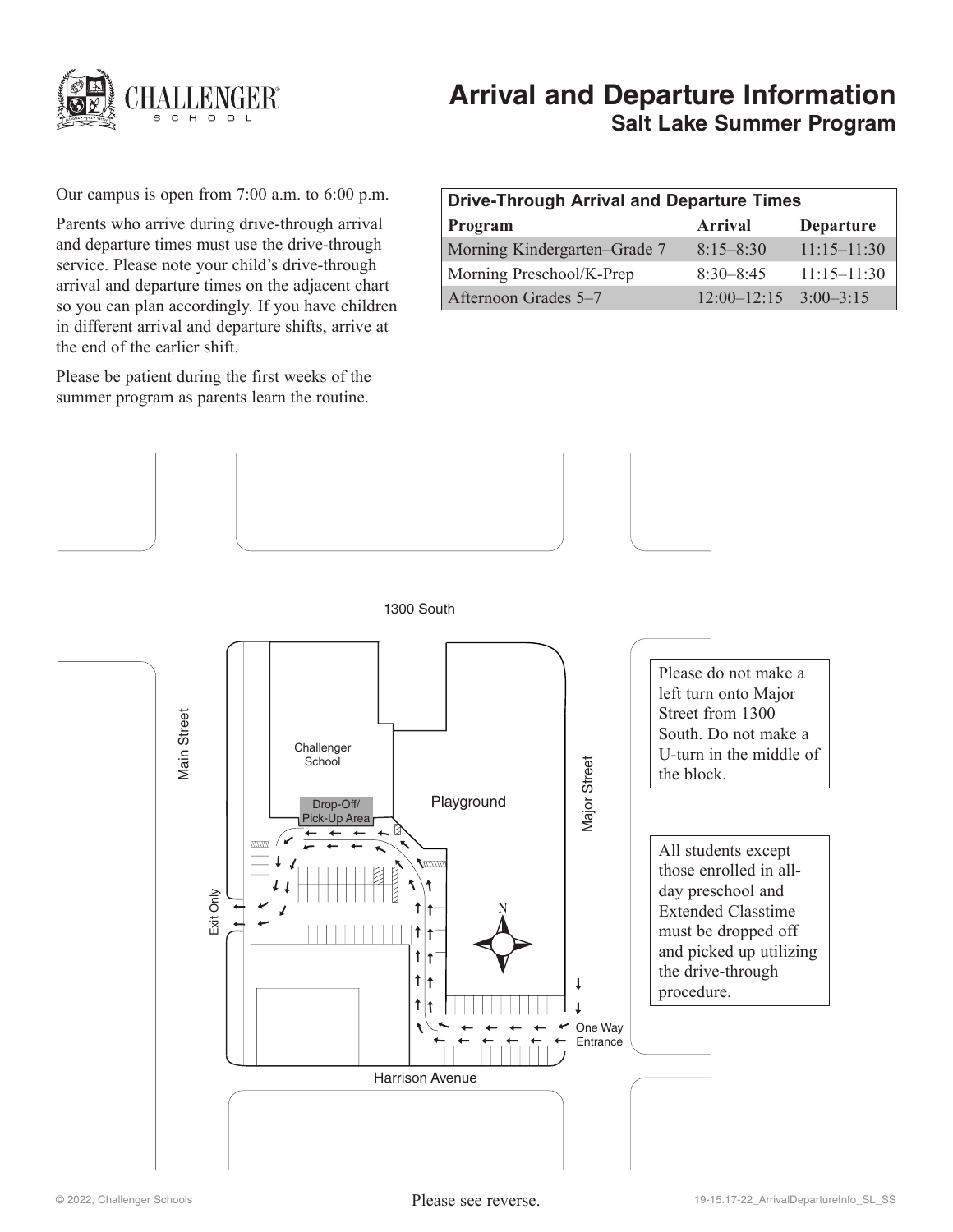# Arrival and Departure Information

## Salt Lake Summer Program

Our campus is open from 7:00 a.m. to 6:00 p.m.

Parents who arrive during drive-through arrival and departure times must use the drive-through service. Please note your child's drive-through arrival and departure times on the adjacent chart so you can plan accordingly. If you have children in different arrival and departure shifts, arrive at the end of the earlier shift.

Please be patient during the first weeks of the summer program as parents learn the routine.

| Drive-Through Arrival and Departure Times | | |
|---|---|---|
| **Program** | **Arrival** | **Departure** |
| Morning Kindergarten–Grade 7 | 8:15–8:30 | 11:15–11:30 |
| Morning Preschool/K-Prep | 8:30–8:45 | 11:15–11:30 |
| Afternoon Grades 5–7 | 12:00–12:15 | 3:00–3:15 |

1300 South

Main Street

Challenger School

Drop-Off/ Pick-Up Area

Playground

Major Street

Exit Only

N

One Way Entrance

Harrison Avenue

Please do not make a left turn onto Major Street from 1300 South. Do not make a U-turn in the middle of the block.

All students except those enrolled in all-day preschool and Extended Classtime must be dropped off and picked up utilizing the drive-through procedure.

Please see reverse.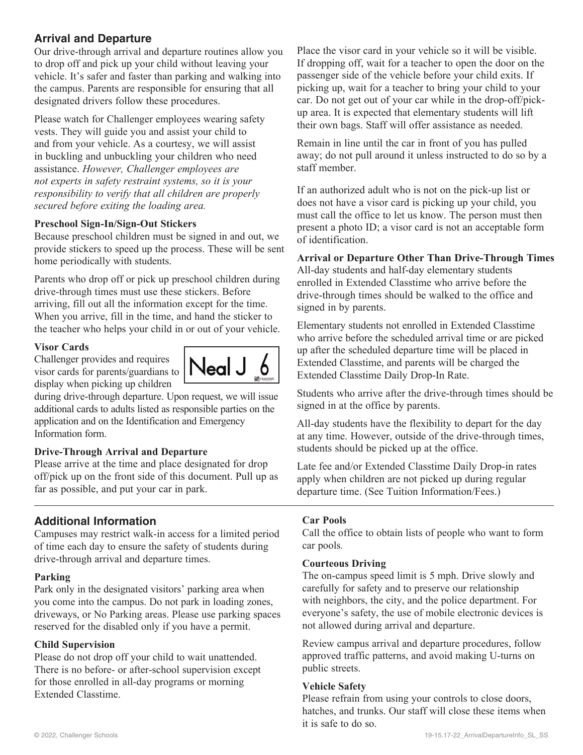## Arrival and Departure

Our drive-through arrival and departure routines allow you to drop off and pick up your child without leaving your vehicle. It's safer and faster than parking and walking into the campus. Parents are responsible for ensuring that all designated drivers follow these procedures.

Please watch for Challenger employees wearing safety vests. They will guide you and assist your child to and from your vehicle. As a courtesy, we will assist in buckling and unbuckling your children who need assistance. *However, Challenger employees are not experts in safety restraint systems, so it is your responsibility to verify that all children are properly secured before exiting the loading area.*

**Preschool Sign-In/Sign-Out Stickers**

Because preschool children must be signed in and out, we provide stickers to speed up the process. These will be sent home periodically with students.

Parents who drop off or pick up preschool children during drive-through times must use these stickers. Before arriving, fill out all the information except for the time. When you arrive, fill in the time, and hand the sticker to the teacher who helps your child in or out of your vehicle.

**Visor Cards**

Neal J 6

Challenger provides and requires visor cards for parents/guardians to display when picking up children during drive-through departure. Upon request, we will issue additional cards to adults listed as responsible parties on the application and on the Identification and Emergency Information form.

**Drive-Through Arrival and Departure**

Please arrive at the time and place designated for drop off/pick up on the front side of this document. Pull up as far as possible, and put your car in park.

Place the visor card in your vehicle so it will be visible. If dropping off, wait for a teacher to open the door on the passenger side of the vehicle before your child exits. If picking up, wait for a teacher to bring your child to your car. Do not get out of your car while in the drop-off/pick-up area. It is expected that elementary students will lift their own bags. Staff will offer assistance as needed.

Remain in line until the car in front of you has pulled away; do not pull around it unless instructed to do so by a staff member.

If an authorized adult who is not on the pick-up list or does not have a visor card is picking up your child, you must call the office to let us know. The person must then present a photo ID; a visor card is not an acceptable form of identification.

**Arrival or Departure Other Than Drive-Through Times**

All-day students and half-day elementary students enrolled in Extended Classtime who arrive before the drive-through times should be walked to the office and signed in by parents.

Elementary students not enrolled in Extended Classtime who arrive before the scheduled arrival time or are picked up after the scheduled departure time will be placed in Extended Classtime, and parents will be charged the Extended Classtime Daily Drop-In Rate.

Students who arrive after the drive-through times should be signed in at the office by parents.

All-day students have the flexibility to depart for the day at any time. However, outside of the drive-through times, students should be picked up at the office.

Late fee and/or Extended Classtime Daily Drop-in rates apply when children are not picked up during regular departure time. (See Tuition Information/Fees.)

## Additional Information

Campuses may restrict walk-in access for a limited period of time each day to ensure the safety of students during drive-through arrival and departure times.

**Parking**

Park only in the designated visitors' parking area when you come into the campus. Do not park in loading zones, driveways, or No Parking areas. Please use parking spaces reserved for the disabled only if you have a permit.

**Child Supervision**

Please do not drop off your child to wait unattended. There is no before- or after-school supervision except for those enrolled in all-day programs or morning Extended Classtime.

**Car Pools**

Call the office to obtain lists of people who want to form car pools.

**Courteous Driving**

The on-campus speed limit is 5 mph. Drive slowly and carefully for safety and to preserve our relationship with neighbors, the city, and the police department. For everyone's safety, the use of mobile electronic devices is not allowed during arrival and departure.

Review campus arrival and departure procedures, follow approved traffic patterns, and avoid making U-turns on public streets.

**Vehicle Safety**

Please refrain from using your controls to close doors, hatches, and trunks. Our staff will close these items when it is safe to do so.

© 2022, Challenger Schools 19-15.17-22_ArrivalDepartureInfo_SL_SS